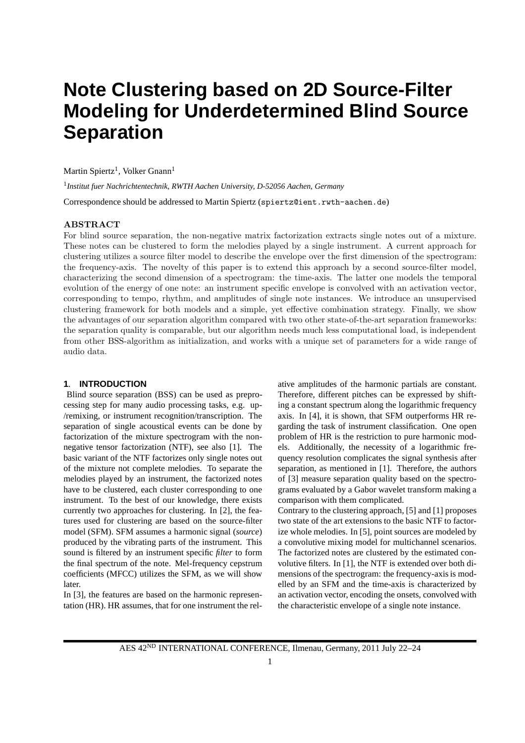# Note Clustering based on 2D Source-Filter Modeling for Underdetermined Blind Source Separation

Martin Spiertz[1], Volker Gnann[1]

[1] *Institut fuer Nachrichtentechnik, RWTH Aachen University, D-52056 Aachen, Germany*

Correspondence should be addressed to Martin Spiertz (`spiertz@ient.rwth-aachen.de`)

## ABSTRACT

For blind source separation, the non-negative matrix factorization extracts single notes out of a mixture. These notes can be clustered to form the melodies played by a single instrument. A current approach for clustering utilizes a source filter model to describe the envelope over the first dimension of the spectrogram: the frequency-axis. The novelty of this paper is to extend this approach by a second source-filter model, characterizing the second dimension of a spectrogram: the time-axis. The latter one models the temporal evolution of the energy of one note: an instrument specific envelope is convolved with an activation vector, corresponding to tempo, rhythm, and amplitudes of single note instances. We introduce an unsupervised clustering framework for both models and a simple, yet effective combination strategy. Finally, we show the advantages of our separation algorithm compared with two other state-of-the-art separation frameworks: the separation quality is comparable, but our algorithm needs much less computational load, is independent from other BSS-algorithm as initialization, and works with a unique set of parameters for a wide range of audio data.

## 1. INTRODUCTION

Blind source separation (BSS) can be used as preprocessing step for many audio processing tasks, e.g. up-/remixing, or instrument recognition/transcription. The separation of single acoustical events can be done by factorization of the mixture spectrogram with the non-negative tensor factorization (NTF), see also [1]. The basic variant of the NTF factorizes only single notes out of the mixture not complete melodies. To separate the melodies played by an instrument, the factorized notes have to be clustered, each cluster corresponding to one instrument. To the best of our knowledge, there exists currently two approaches for clustering. In [2], the features used for clustering are based on the source-filter model (SFM). SFM assumes a harmonic signal (*source*) produced by the vibrating parts of the instrument. This sound is filtered by an instrument specific *filter* to form the final spectrum of the note. Mel-frequency cepstrum coefficients (MFCC) utilizes the SFM, as we will show later.

In [3], the features are based on the harmonic representation (HR). HR assumes, that for one instrument the relative amplitudes of the harmonic partials are constant. Therefore, different pitches can be expressed by shifting a constant spectrum along the logarithmic frequency axis. In [4], it is shown, that SFM outperforms HR regarding the task of instrument classification. One open problem of HR is the restriction to pure harmonic models. Additionally, the necessity of a logarithmic frequency resolution complicates the signal synthesis after separation, as mentioned in [1]. Therefore, the authors of [3] measure separation quality based on the spectrograms evaluated by a Gabor wavelet transform making a comparison with them complicated.

Contrary to the clustering approach, [5] and [1] proposes two state of the art extensions to the basic NTF to factorize whole melodies. In [5], point sources are modeled by a convolutive mixing model for multichannel scenarios. The factorized notes are clustered by the estimated convolutive filters. In [1], the NTF is extended over both dimensions of the spectrogram: the frequency-axis is modelled by an SFM and the time-axis is characterized by an activation vector, encoding the onsets, convolved with the characteristic envelope of a single note instance.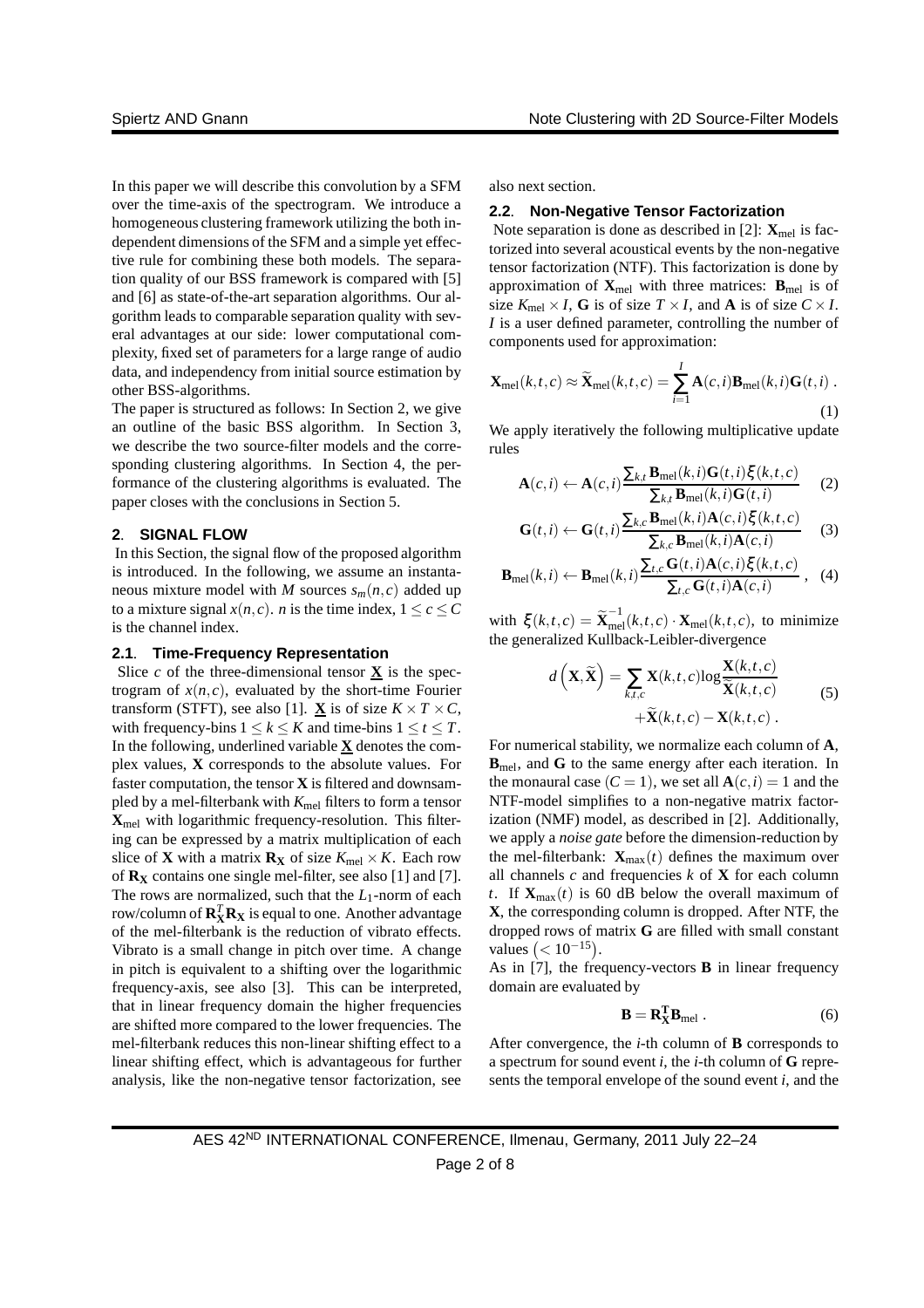In this paper we will describe this convolution by a SFM over the time-axis of the spectrogram. We introduce a homogeneous clustering framework utilizing the both independent dimensions of the SFM and a simple yet effective rule for combining these both models. The separation quality of our BSS framework is compared with [5] and [6] as state-of-the-art separation algorithms. Our algorithm leads to comparable separation quality with several advantages at our side: lower computational complexity, fixed set of parameters for a large range of audio data, and independency from initial source estimation by other BSS-algorithms.

The paper is structured as follows: In Section 2, we give an outline of the basic BSS algorithm. In Section 3, we describe the two source-filter models and the corresponding clustering algorithms. In Section 4, the performance of the clustering algorithms is evaluated. The paper closes with the conclusions in Section 5.

## 2. SIGNAL FLOW

In this Section, the signal flow of the proposed algorithm is introduced. In the following, we assume an instantaneous mixture model with $M$ sources $s_m(n,c)$ added up to a mixture signal $x(n,c)$. $n$ is the time index, $1 \leq c \leq C$ is the channel index.

### 2.1. Time-Frequency Representation

Slice $c$ of the three-dimensional tensor $\underline{\mathbf{X}}$ is the spectrogram of $x(n,c)$, evaluated by the short-time Fourier transform (STFT), see also [1]. $\underline{\mathbf{X}}$ is of size $K \times T \times C$, with frequency-bins $1 \leq k \leq K$ and time-bins $1 \leq t \leq T$. In the following, underlined variable $\underline{\mathbf{X}}$ denotes the complex values, $\mathbf{X}$ corresponds to the absolute values. For faster computation, the tensor $\mathbf{X}$ is filtered and downsampled by a mel-filterbank with $K_{\text{mel}}$ filters to form a tensor $\mathbf{X}_{\text{mel}}$ with logarithmic frequency-resolution. This filtering can be expressed by a matrix multiplication of each slice of $\mathbf{X}$ with a matrix $\mathbf{R}_{\mathbf{X}}$ of size $K_{\text{mel}} \times K$. Each row of $\mathbf{R}_{\mathbf{X}}$ contains one single mel-filter, see also [1] and [7]. The rows are normalized, such that the $L_1$-norm of each row/column of $\mathbf{R}_{\mathbf{X}}^T \mathbf{R}_{\mathbf{X}}$ is equal to one. Another advantage of the mel-filterbank is the reduction of vibrato effects. Vibrato is a small change in pitch over time. A change in pitch is equivalent to a shifting over the logarithmic frequency-axis, see also [3]. This can be interpreted, that in linear frequency domain the higher frequencies are shifted more compared to the lower frequencies. The mel-filterbank reduces this non-linear shifting effect to a linear shifting effect, which is advantageous for further analysis, like the non-negative tensor factorization, see also next section.

### 2.2. Non-Negative Tensor Factorization

Note separation is done as described in [2]: $\mathbf{X}_{\text{mel}}$ is factorized into several acoustical events by the non-negative tensor factorization (NTF). This factorization is done by approximation of $\mathbf{X}_{\text{mel}}$ with three matrices: $\mathbf{B}_{\text{mel}}$ is of size $K_{\text{mel}} \times I$, $\mathbf{G}$ is of size $T \times I$, and $\mathbf{A}$ is of size $C \times I$. $I$ is a user defined parameter, controlling the number of components used for approximation:

$$\mathbf{X}_{\text{mel}}(k,t,c) \approx \widetilde{\mathbf{X}}_{\text{mel}}(k,t,c) = \sum_{i=1}^{I} \mathbf{A}(c,i)\mathbf{B}_{\text{mel}}(k,i)\mathbf{G}(t,i) \;. \tag{1}$$

We apply iteratively the following multiplicative update rules

$$\mathbf{A}(c,i) \leftarrow \mathbf{A}(c,i)\frac{\sum_{k,t}\mathbf{B}_{\text{mel}}(k,i)\mathbf{G}(t,i)\xi(k,t,c)}{\sum_{k,t}\mathbf{B}_{\text{mel}}(k,i)\mathbf{G}(t,i)} \tag{2}$$

$$\mathbf{G}(t,i) \leftarrow \mathbf{G}(t,i)\frac{\sum_{k,c}\mathbf{B}_{\text{mel}}(k,i)\mathbf{A}(c,i)\xi(k,t,c)}{\sum_{k,c}\mathbf{B}_{\text{mel}}(k,i)\mathbf{A}(c,i)} \tag{3}$$

$$\mathbf{B}_{\text{mel}}(k,i) \leftarrow \mathbf{B}_{\text{mel}}(k,i)\frac{\sum_{t,c}\mathbf{G}(t,i)\mathbf{A}(c,i)\xi(k,t,c)}{\sum_{t,c}\mathbf{G}(t,i)\mathbf{A}(c,i)} \;, \tag{4}$$

with $\xi(k,t,c) = \widetilde{\mathbf{X}}_{\text{mel}}^{-1}(k,t,c) \cdot \mathbf{X}_{\text{mel}}(k,t,c)$, to minimize the generalized Kullback-Leibler-divergence

$$d\left(\mathbf{X},\widetilde{\mathbf{X}}\right) = \sum_{k,t,c}\mathbf{X}(k,t,c)\log\frac{\mathbf{X}(k,t,c)}{\widetilde{\mathbf{X}}(k,t,c)} + \widetilde{\mathbf{X}}(k,t,c) - \mathbf{X}(k,t,c) \;. \tag{5}$$

For numerical stability, we normalize each column of $\mathbf{A}$, $\mathbf{B}_{\text{mel}}$, and $\mathbf{G}$ to the same energy after each iteration. In the monaural case ($C = 1$), we set all $\mathbf{A}(c,i) = 1$ and the NTF-model simplifies to a non-negative matrix factorization (NMF) model, as described in [2]. Additionally, we apply a *noise gate* before the dimension-reduction by the mel-filterbank: $\mathbf{X}_{\max}(t)$ defines the maximum over all channels $c$ and frequencies $k$ of $\mathbf{X}$ for each column $t$. If $\mathbf{X}_{\max}(t)$ is 60 dB below the overall maximum of $\mathbf{X}$, the corresponding column is dropped. After NTF, the dropped rows of matrix $\mathbf{G}$ are filled with small constant values $\left(< 10^{-15}\right)$.

As in [7], the frequency-vectors $\mathbf{B}$ in linear frequency domain are evaluated by

$$\mathbf{B} = \mathbf{R}_{\mathbf{X}}^{\mathbf{T}}\mathbf{B}_{\text{mel}} \;. \tag{6}$$

After convergence, the $i$-th column of $\mathbf{B}$ corresponds to a spectrum for sound event $i$, the $i$-th column of $\mathbf{G}$ represents the temporal envelope of the sound event $i$, and the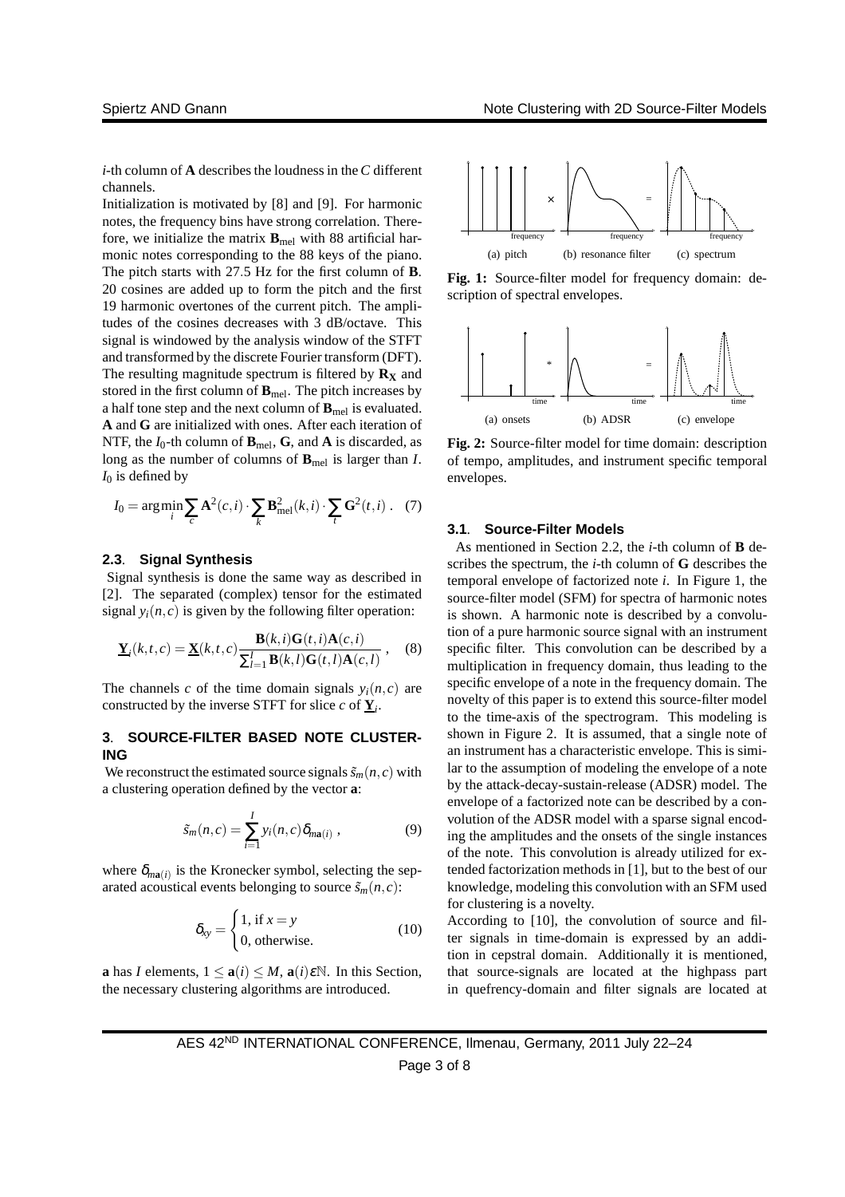$i$-th column of $\mathbf{A}$ describes the loudness in the $C$ different channels.

Initialization is motivated by [8] and [9]. For harmonic notes, the frequency bins have strong correlation. Therefore, we initialize the matrix $\mathbf{B}_{\text{mel}}$ with 88 artificial harmonic notes corresponding to the 88 keys of the piano. The pitch starts with 27.5 Hz for the first column of $\mathbf{B}$. 20 cosines are added up to form the pitch and the first 19 harmonic overtones of the current pitch. The amplitudes of the cosines decreases with 3 dB/octave. This signal is windowed by the analysis window of the STFT and transformed by the discrete Fourier transform (DFT). The resulting magnitude spectrum is filtered by $\mathbf{R_X}$ and stored in the first column of $\mathbf{B}_{\text{mel}}$. The pitch increases by a half tone step and the next column of $\mathbf{B}_{\text{mel}}$ is evaluated. $\mathbf{A}$ and $\mathbf{G}$ are initialized with ones. After each iteration of NTF, the $I_0$-th column of $\mathbf{B}_{\text{mel}}$, $\mathbf{G}$, and $\mathbf{A}$ is discarded, as long as the number of columns of $\mathbf{B}_{\text{mel}}$ is larger than $I$. $I_0$ is defined by

$$I_0 = \arg\min_i \sum_c \mathbf{A}^2(c,i) \cdot \sum_k \mathbf{B}^2_{\text{mel}}(k,i) \cdot \sum_t \mathbf{G}^2(t,i) \ . \quad (7)$$

### 2.3. Signal Synthesis

Signal synthesis is done the same way as described in [2]. The separated (complex) tensor for the estimated signal $y_i(n,c)$ is given by the following filter operation:

$$\underline{\mathbf{Y}}_i(k,t,c) = \underline{\mathbf{X}}(k,t,c) \frac{\mathbf{B}(k,i)\mathbf{G}(t,i)\mathbf{A}(c,i)}{\sum_{l=1}^{I} \mathbf{B}(k,l)\mathbf{G}(t,l)\mathbf{A}(c,l)} \ , \quad (8)$$

The channels $c$ of the time domain signals $y_i(n,c)$ are constructed by the inverse STFT for slice $c$ of $\underline{\mathbf{Y}}_i$.

## 3. SOURCE-FILTER BASED NOTE CLUSTERING

We reconstruct the estimated source signals $\tilde{s}_m(n,c)$ with a clustering operation defined by the vector $\mathbf{a}$:

$$\tilde{s}_m(n,c) = \sum_{i=1}^{I} y_i(n,c)\delta_{m\mathbf{a}(i)} \ , \quad (9)$$

where $\delta_{m\mathbf{a}(i)}$ is the Kronecker symbol, selecting the separated acoustical events belonging to source $\tilde{s}_m(n,c)$:

$$\delta_{xy} = \begin{cases} 1, \text{ if } x = y \\ 0, \text{ otherwise.} \end{cases} \quad (10)$$

$\mathbf{a}$ has $I$ elements, $1 \leq \mathbf{a}(i) \leq M$, $\mathbf{a}(i) \varepsilon \mathbb{N}$. In this Section, the necessary clustering algorithms are introduced.

(a) pitch (b) resonance filter (c) spectrum

**Fig. 1:** Source-filter model for frequency domain: description of spectral envelopes.

(a) onsets (b) ADSR (c) envelope

**Fig. 2:** Source-filter model for time domain: description of tempo, amplitudes, and instrument specific temporal envelopes.

### 3.1. Source-Filter Models

As mentioned in Section 2.2, the $i$-th column of $\mathbf{B}$ describes the spectrum, the $i$-th column of $\mathbf{G}$ describes the temporal envelope of factorized note $i$. In Figure 1, the source-filter model (SFM) for spectra of harmonic notes is shown. A harmonic note is described by a convolution of a pure harmonic source signal with an instrument specific filter. This convolution can be described by a multiplication in frequency domain, thus leading to the specific envelope of a note in the frequency domain. The novelty of this paper is to extend this source-filter model to the time-axis of the spectrogram. This modeling is shown in Figure 2. It is assumed, that a single note of an instrument has a characteristic envelope. This is similar to the assumption of modeling the envelope of a note by the attack-decay-sustain-release (ADSR) model. The envelope of a factorized note can be described by a convolution of the ADSR model with a sparse signal encoding the amplitudes and the onsets of the single instances of the note. This convolution is already utilized for extended factorization methods in [1], but to the best of our knowledge, modeling this convolution with an SFM used for clustering is a novelty.

According to [10], the convolution of source and filter signals in time-domain is expressed by an addition in cepstral domain. Additionally it is mentioned, that source-signals are located at the highpass part in quefrency-domain and filter signals are located at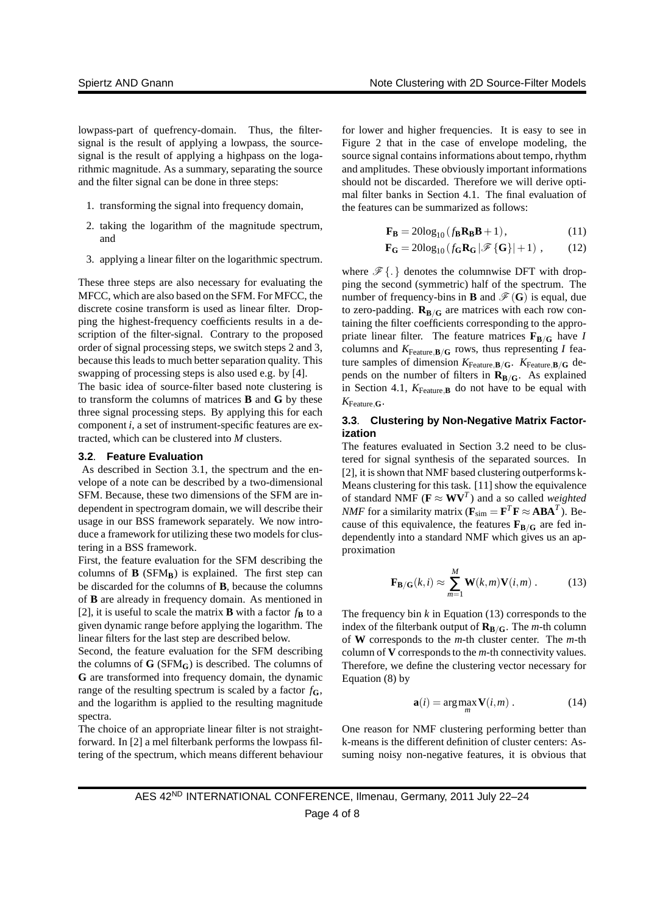lowpass-part of quefrency-domain. Thus, the filter-signal is the result of applying a lowpass, the source-signal is the result of applying a highpass on the logarithmic magnitude. As a summary, separating the source and the filter signal can be done in three steps:

1. transforming the signal into frequency domain,
2. taking the logarithm of the magnitude spectrum, and
3. applying a linear filter on the logarithmic spectrum.

These three steps are also necessary for evaluating the MFCC, which are also based on the SFM. For MFCC, the discrete cosine transform is used as linear filter. Dropping the highest-frequency coefficients results in a description of the filter-signal. Contrary to the proposed order of signal processing steps, we switch steps 2 and 3, because this leads to much better separation quality. This swapping of processing steps is also used e.g. by [4].

The basic idea of source-filter based note clustering is to transform the columns of matrices $\mathbf{B}$ and $\mathbf{G}$ by these three signal processing steps. By applying this for each component $i$, a set of instrument-specific features are extracted, which can be clustered into $M$ clusters.

### 3.2. Feature Evaluation

As described in Section 3.1, the spectrum and the envelope of a note can be described by a two-dimensional SFM. Because, these two dimensions of the SFM are independent in spectrogram domain, we will describe their usage in our BSS framework separately. We now introduce a framework for utilizing these two models for clustering in a BSS framework.

First, the feature evaluation for the SFM describing the columns of $\mathbf{B}$ ($\text{SFM}_\mathbf{B}$) is explained. The first step can be discarded for the columns of $\mathbf{B}$, because the columns of $\mathbf{B}$ are already in frequency domain. As mentioned in [2], it is useful to scale the matrix $\mathbf{B}$ with a factor $f_\mathbf{B}$ to a given dynamic range before applying the logarithm. The linear filters for the last step are described below.

Second, the feature evaluation for the SFM describing the columns of $\mathbf{G}$ ($\text{SFM}_\mathbf{G}$) is described. The columns of $\mathbf{G}$ are transformed into frequency domain, the dynamic range of the resulting spectrum is scaled by a factor $f_\mathbf{G}$, and the logarithm is applied to the resulting magnitude spectra.

The choice of an appropriate linear filter is not straightforward. In [2] a mel filterbank performs the lowpass filtering of the spectrum, which means different behaviour for lower and higher frequencies. It is easy to see in Figure 2 that in the case of envelope modeling, the source signal contains informations about tempo, rhythm and amplitudes. These obviously important informations should not be discarded. Therefore we will derive optimal filter banks in Section 4.1. The final evaluation of the features can be summarized as follows:

$$\mathbf{F_B} = 20\log_{10}\left(f_\mathbf{B}\mathbf{R_B}\mathbf{B}+1\right), \tag{11}$$

$$\mathbf{F_G} = 20\log_{10}\left(f_\mathbf{G}\mathbf{R_G}\left|\mathscr{F}\left\{\mathbf{G}\right\}\right|+1\right), \tag{12}$$

where $\mathscr{F}\{.\}$ denotes the columnwise DFT with dropping the second (symmetric) half of the spectrum. The number of frequency-bins in $\mathbf{B}$ and $\mathscr{F}(\mathbf{G})$ is equal, due to zero-padding. $\mathbf{R_{B/G}}$ are matrices with each row containing the filter coefficients corresponding to the appropriate linear filter. The feature matrices $\mathbf{F_{B/G}}$ have $I$ columns and $K_{\text{Feature},\mathbf{B/G}}$ rows, thus representing $I$ feature samples of dimension $K_{\text{Feature},\mathbf{B/G}}$. $K_{\text{Feature},\mathbf{B/G}}$ depends on the number of filters in $\mathbf{R_{B/G}}$. As explained in Section 4.1, $K_{\text{Feature},\mathbf{B}}$ do not have to be equal with $K_{\text{Feature},\mathbf{G}}$.

### 3.3. Clustering by Non-Negative Matrix Factorization

The features evaluated in Section 3.2 need to be clustered for signal synthesis of the separated sources. In [2], it is shown that NMF based clustering outperforms k-Means clustering for this task. [11] show the equivalence of standard NMF ($\mathbf{F} \approx \mathbf{W}\mathbf{V}^T$) and a so called *weighted NMF* for a similarity matrix ($\mathbf{F}_{\text{sim}} = \mathbf{F}^T\mathbf{F} \approx \mathbf{A}\mathbf{B}\mathbf{A}^T$). Because of this equivalence, the features $\mathbf{F_{B/G}}$ are fed independently into a standard NMF which gives us an approximation

$$\mathbf{F_{B/G}}(k,i) \approx \sum_{m=1}^{M}\mathbf{W}(k,m)\mathbf{V}(i,m)\,. \tag{13}$$

The frequency bin $k$ in Equation (13) corresponds to the index of the filterbank output of $\mathbf{R_{B/G}}$. The $m$-th column of $\mathbf{W}$ corresponds to the $m$-th cluster center. The $m$-th column of $\mathbf{V}$ corresponds to the $m$-th connectivity values. Therefore, we define the clustering vector necessary for Equation (8) by

$$\mathbf{a}(i) = \arg\max_m \mathbf{V}(i,m)\,. \tag{14}$$

One reason for NMF clustering performing better than k-means is the different definition of cluster centers: Assuming noisy non-negative features, it is obvious that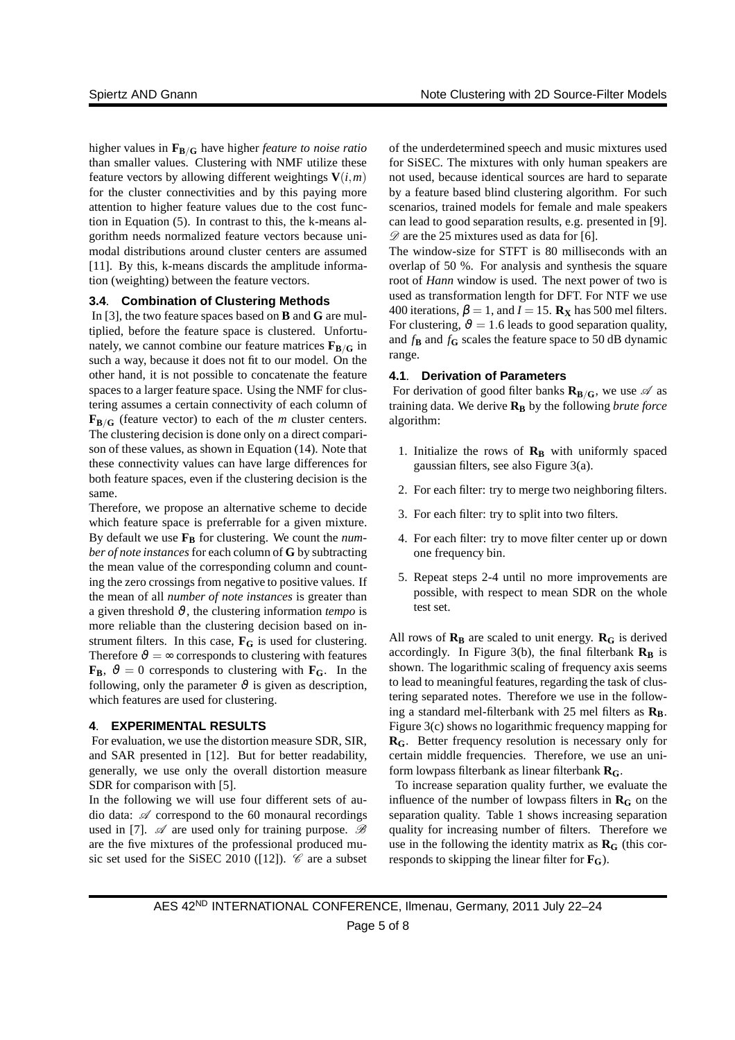higher values in $\mathbf{F_{B/G}}$ have higher *feature to noise ratio* than smaller values. Clustering with NMF utilize these feature vectors by allowing different weightings $\mathbf{V}(i,m)$ for the cluster connectivities and by this paying more attention to higher feature values due to the cost function in Equation (5). In contrast to this, the k-means algorithm needs normalized feature vectors because unimodal distributions around cluster centers are assumed [11]. By this, k-means discards the amplitude information (weighting) between the feature vectors.

### 3.4. Combination of Clustering Methods

In [3], the two feature spaces based on $\mathbf{B}$ and $\mathbf{G}$ are multiplied, before the feature space is clustered. Unfortunately, we cannot combine our feature matrices $\mathbf{F_{B/G}}$ in such a way, because it does not fit to our model. On the other hand, it is not possible to concatenate the feature spaces to a larger feature space. Using the NMF for clustering assumes a certain connectivity of each column of $\mathbf{F_{B/G}}$ (feature vector) to each of the $m$ cluster centers. The clustering decision is done only on a direct comparison of these values, as shown in Equation (14). Note that these connectivity values can have large differences for both feature spaces, even if the clustering decision is the same.

Therefore, we propose an alternative scheme to decide which feature space is preferrable for a given mixture. By default we use $\mathbf{F_B}$ for clustering. We count the *number of note instances* for each column of $\mathbf{G}$ by subtracting the mean value of the corresponding column and counting the zero crossings from negative to positive values. If the mean of all *number of note instances* is greater than a given threshold $\vartheta$, the clustering information *tempo* is more reliable than the clustering decision based on instrument filters. In this case, $\mathbf{F_G}$ is used for clustering. Therefore $\vartheta = \infty$ corresponds to clustering with features $\mathbf{F_B}$, $\vartheta = 0$ corresponds to clustering with $\mathbf{F_G}$. In the following, only the parameter $\vartheta$ is given as description, which features are used for clustering.

## 4. EXPERIMENTAL RESULTS

For evaluation, we use the distortion measure SDR, SIR, and SAR presented in [12]. But for better readability, generally, we use only the overall distortion measure SDR for comparison with [5].

In the following we will use four different sets of audio data: $\mathscr{A}$ correspond to the 60 monaural recordings used in [7]. $\mathscr{A}$ are used only for training purpose. $\mathscr{B}$ are the five mixtures of the professional produced music set used for the SiSEC 2010 ([12]). $\mathscr{C}$ are a subset of the underdetermined speech and music mixtures used for SiSEC. The mixtures with only human speakers are not used, because identical sources are hard to separate by a feature based blind clustering algorithm. For such scenarios, trained models for female and male speakers can lead to good separation results, e.g. presented in [9]. $\mathscr{D}$ are the 25 mixtures used as data for [6].

The window-size for STFT is 80 milliseconds with an overlap of 50 %. For analysis and synthesis the square root of *Hann* window is used. The next power of two is used as transformation length for DFT. For NTF we use 400 iterations, $\beta = 1$, and $I = 15$. $\mathbf{R_X}$ has 500 mel filters. For clustering, $\vartheta = 1.6$ leads to good separation quality, and $f_\mathbf{B}$ and $f_\mathbf{G}$ scales the feature space to 50 dB dynamic range.

### 4.1. Derivation of Parameters

For derivation of good filter banks $\mathbf{R_{B/G}}$, we use $\mathscr{A}$ as training data. We derive $\mathbf{R_B}$ by the following *brute force* algorithm:

1. Initialize the rows of $\mathbf{R_B}$ with uniformly spaced gaussian filters, see also Figure 3(a).
2. For each filter: try to merge two neighboring filters.
3. For each filter: try to split into two filters.
4. For each filter: try to move filter center up or down one frequency bin.
5. Repeat steps 2-4 until no more improvements are possible, with respect to mean SDR on the whole test set.

All rows of $\mathbf{R_B}$ are scaled to unit energy. $\mathbf{R_G}$ is derived accordingly. In Figure 3(b), the final filterbank $\mathbf{R_B}$ is shown. The logarithmic scaling of frequency axis seems to lead to meaningful features, regarding the task of clustering separated notes. Therefore we use in the following a standard mel-filterbank with 25 mel filters as $\mathbf{R_B}$. Figure 3(c) shows no logarithmic frequency mapping for $\mathbf{R_G}$. Better frequency resolution is necessary only for certain middle frequencies. Therefore, we use an uniform lowpass filterbank as linear filterbank $\mathbf{R_G}$.

To increase separation quality further, we evaluate the influence of the number of lowpass filters in $\mathbf{R_G}$ on the separation quality. Table 1 shows increasing separation quality for increasing number of filters. Therefore we use in the following the identity matrix as $\mathbf{R_G}$ (this corresponds to skipping the linear filter for $\mathbf{F_G}$).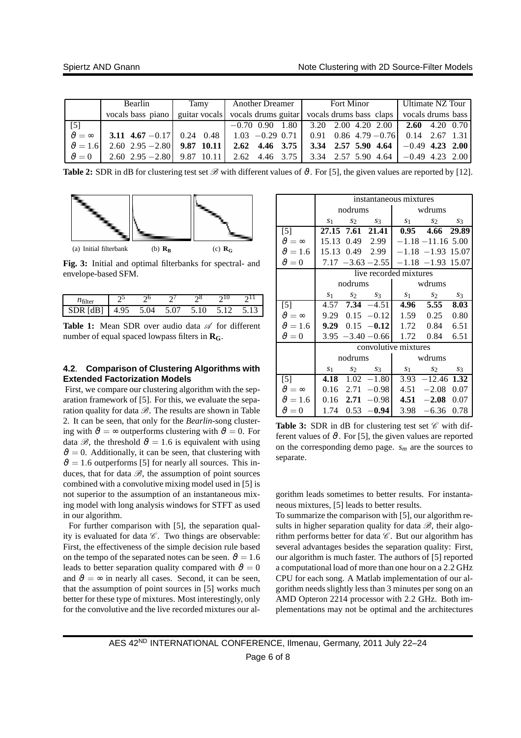|  | Bearlin | | | Tamy | | Another Dreamer | | | Fort Minor | | | | Ultimate NZ Tour | | |
|---|---|---|---|---|---|---|---|---|---|---|---|---|---|---|---|
|  | vocals | bass | piano | guitar | vocals | vocals | drums | guitar | vocals | drums | bass | claps | vocals | drums | bass |
| [5] |  |  |  |  |  | $-0.70$ | 0.90 | 1.80 | 3.20 | 2.00 | 4.20 | 2.00 | **2.60** | 4.20 | 0.70 |
| $\vartheta = \infty$ | **3.11** | **4.67** | $-0.17$ | 0.24 | 0.48 | 1.03 | $-0.29$ | 0.71 | 0.91 | 0.86 | 4.79 | $-0.76$ | 0.14 | 2.67 | 1.31 |
| $\vartheta = 1.6$ | 2.60 | 2.95 | $-2.80$ | **9.87** | **10.11** | **2.62** | **4.46** | **3.75** | **3.34** | **2.57** | **5.90** | **4.64** | $-0.49$ | **4.23** | **2.00** |
| $\vartheta = 0$ | 2.60 | 2.95 | $-2.80$ | 9.87 | 10.11 | 2.62 | 4.46 | 3.75 | 3.34 | 2.57 | 5.90 | 4.64 | $-0.49$ | 4.23 | 2.00 |

**Table 2:** SDR in dB for clustering test set $\mathscr{B}$ with different values of $\vartheta$. For [5], the given values are reported by [12].

(a) Initial filterbank (b) $\mathbf{R_B}$ (c) $\mathbf{R_G}$

**Fig. 3:** Initial and optimal filterbanks for spectral- and envelope-based SFM.

| $n_{\text{filter}}$ | $2^5$ | $2^6$ | $2^7$ | $2^8$ | $2^{10}$ | $2^{11}$ |
|---|---|---|---|---|---|---|
| SDR [dB] | 4.95 | 5.04 | 5.07 | 5.10 | 5.12 | 5.13 |

**Table 1:** Mean SDR over audio data $\mathscr{A}$ for different number of equal spaced lowpass filters in $\mathbf{R_G}$.

### 4.2. Comparison of Clustering Algorithms with Extended Factorization Models

First, we compare our clustering algorithm with the separation framework of [5]. For this, we evaluate the separation quality for data $\mathscr{B}$. The results are shown in Table 2. It can be seen, that only for the *Bearlin*-song clustering with $\vartheta = \infty$ outperforms clustering with $\vartheta = 0$. For data $\mathscr{B}$, the threshold $\vartheta = 1.6$ is equivalent with using $\vartheta = 0$. Additionally, it can be seen, that clustering with $\vartheta = 1.6$ outperforms [5] for nearly all sources. This induces, that for data $\mathscr{B}$, the assumption of point sources combined with a convolutive mixing model used in [5] is not superior to the assumption of an instantaneous mixing model with long analysis windows for STFT as used in our algorithm.

For further comparison with [5], the separation quality is evaluated for data $\mathscr{C}$. Two things are observable: First, the effectiveness of the simple decision rule based on the tempo of the separated notes can be seen. $\vartheta = 1.6$ leads to better separation quality compared with $\vartheta = 0$ and $\vartheta = \infty$ in nearly all cases. Second, it can be seen, that the assumption of point sources in [5] works much better for these type of mixtures. Most interestingly, only for the convolutive and the live recorded mixtures our algorithm leads sometimes to better results. For instantaneous mixtures, [5] leads to better results.

|  | instantaneous mixtures | | | | | |
|---|---|---|---|---|---|---|
|  | nodrums | | | wdrums | | |
|  | $s_1$ | $s_2$ | $s_3$ | $s_1$ | $s_2$ | $s_3$ |
| [5] | **27.15** | **7.61** | **21.41** | **0.95** | **4.66** | **29.89** |
| $\vartheta = \infty$ | 15.13 | 0.49 | 2.99 | $-1.18$ | $-11.16$ | 5.00 |
| $\vartheta = 1.6$ | 15.13 | 0.49 | 2.99 | $-1.18$ | $-1.93$ | 15.07 |
| $\vartheta = 0$ | 7.17 | $-3.63$ | $-2.55$ | $-1.18$ | $-1.93$ | 15.07 |
|  | live recorded mixtures | | | | | |
|  | nodrums | | | wdrums | | |
|  | $s_1$ | $s_2$ | $s_3$ | $s_1$ | $s_2$ | $s_3$ |
| [5] | 4.57 | **7.34** | $-4.51$ | **4.96** | **5.55** | **8.03** |
| $\vartheta = \infty$ | 9.29 | 0.15 | $-0.12$ | 1.59 | 0.25 | 0.80 |
| $\vartheta = 1.6$ | **9.29** | 0.15 | $\mathbf{-0.12}$ | 1.72 | 0.84 | 6.51 |
| $\vartheta = 0$ | 3.95 | $-3.40$ | $-0.66$ | 1.72 | 0.84 | 6.51 |
|  | convolutive mixtures | | | | | |
|  | nodrums | | | wdrums | | |
|  | $s_1$ | $s_2$ | $s_3$ | $s_1$ | $s_2$ | $s_3$ |
| [5] | **4.18** | 1.02 | $-1.80$ | 3.93 | $-12.46$ | **1.32** |
| $\vartheta = \infty$ | 0.16 | 2.71 | $-0.98$ | 4.51 | $-2.08$ | 0.07 |
| $\vartheta = 1.6$ | 0.16 | **2.71** | $-0.98$ | **4.51** | $\mathbf{-2.08}$ | 0.07 |
| $\vartheta = 0$ | 1.74 | 0.53 | $\mathbf{-0.94}$ | 3.98 | $-6.36$ | 0.78 |

**Table 3:** SDR in dB for clustering test set $\mathscr{C}$ with different values of $\vartheta$. For [5], the given values are reported on the corresponding demo page. $s_m$ are the sources to separate.

To summarize the comparison with [5], our algorithm results in higher separation quality for data $\mathscr{B}$, their algorithm performs better for data $\mathscr{C}$. But our algorithm has several advantages besides the separation quality: First, our algorithm is much faster. The authors of [5] reported a computational load of more than one hour on a 2.2 GHz CPU for each song. A Matlab implementation of our algorithm needs slightly less than 3 minutes per song on an AMD Opteron 2214 processor with 2.2 GHz. Both implementations may not be optimal and the architectures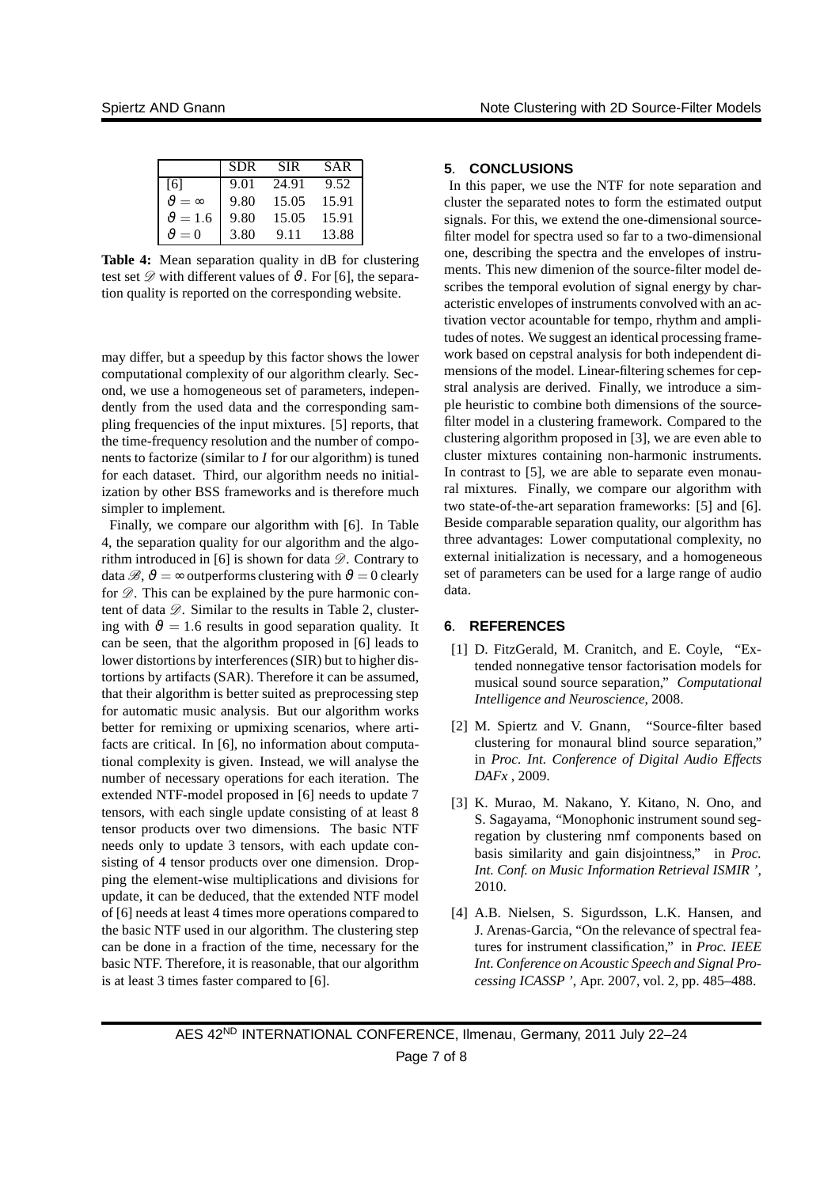|  | SDR | SIR | SAR |
|---|---|---|---|
| [6] | 9.01 | 24.91 | 9.52 |
| $\vartheta = \infty$ | 9.80 | 15.05 | 15.91 |
| $\vartheta = 1.6$ | 9.80 | 15.05 | 15.91 |
| $\vartheta = 0$ | 3.80 | 9.11 | 13.88 |

**Table 4:** Mean separation quality in dB for clustering test set $\mathscr{D}$ with different values of $\vartheta$. For [6], the separation quality is reported on the corresponding website.

may differ, but a speedup by this factor shows the lower computational complexity of our algorithm clearly. Second, we use a homogeneous set of parameters, independently from the used data and the corresponding sampling frequencies of the input mixtures. [5] reports, that the time-frequency resolution and the number of components to factorize (similar to $I$ for our algorithm) is tuned for each dataset. Third, our algorithm needs no initialization by other BSS frameworks and is therefore much simpler to implement.

Finally, we compare our algorithm with [6]. In Table 4, the separation quality for our algorithm and the algorithm introduced in [6] is shown for data $\mathscr{D}$. Contrary to data $\mathscr{B}$, $\vartheta = \infty$ outperforms clustering with $\vartheta = 0$ clearly for $\mathscr{D}$. This can be explained by the pure harmonic content of data $\mathscr{D}$. Similar to the results in Table 2, clustering with $\vartheta = 1.6$ results in good separation quality. It can be seen, that the algorithm proposed in [6] leads to lower distortions by interferences (SIR) but to higher distortions by artifacts (SAR). Therefore it can be assumed, that their algorithm is better suited as preprocessing step for automatic music analysis. But our algorithm works better for remixing or upmixing scenarios, where artifacts are critical. In [6], no information about computational complexity is given. Instead, we will analyse the number of necessary operations for each iteration. The extended NTF-model proposed in [6] needs to update 7 tensors, with each single update consisting of at least 8 tensor products over two dimensions. The basic NTF needs only to update 3 tensors, with each update consisting of 4 tensor products over one dimension. Dropping the element-wise multiplications and divisions for update, it can be deduced, that the extended NTF model of [6] needs at least 4 times more operations compared to the basic NTF used in our algorithm. The clustering step can be done in a fraction of the time, necessary for the basic NTF. Therefore, it is reasonable, that our algorithm is at least 3 times faster compared to [6].

## 5. CONCLUSIONS

In this paper, we use the NTF for note separation and cluster the separated notes to form the estimated output signals. For this, we extend the one-dimensional source-filter model for spectra used so far to a two-dimensional one, describing the spectra and the envelopes of instruments. This new dimenion of the source-filter model describes the temporal evolution of signal energy by characteristic envelopes of instruments convolved with an activation vector acountable for tempo, rhythm and amplitudes of notes. We suggest an identical processing framework based on cepstral analysis for both independent dimensions of the model. Linear-filtering schemes for cepstral analysis are derived. Finally, we introduce a simple heuristic to combine both dimensions of the source-filter model in a clustering framework. Compared to the clustering algorithm proposed in [3], we are even able to cluster mixtures containing non-harmonic instruments. In contrast to [5], we are able to separate even monaural mixtures. Finally, we compare our algorithm with two state-of-the-art separation frameworks: [5] and [6]. Beside comparable separation quality, our algorithm has three advantages: Lower computational complexity, no external initialization is necessary, and a homogeneous set of parameters can be used for a large range of audio data.

## 6. REFERENCES

[1] D. FitzGerald, M. Cranitch, and E. Coyle, "Extended nonnegative tensor factorisation models for musical sound source separation," *Computational Intelligence and Neuroscience*, 2008.

[2] M. Spiertz and V. Gnann, "Source-filter based clustering for monaural blind source separation," in *Proc. Int. Conference of Digital Audio Effects DAFx* , 2009.

[3] K. Murao, M. Nakano, Y. Kitano, N. Ono, and S. Sagayama, "Monophonic instrument sound segregation by clustering nmf components based on basis similarity and gain disjointness," in *Proc. Int. Conf. on Music Information Retrieval ISMIR '*, 2010.

[4] A.B. Nielsen, S. Sigurdsson, L.K. Hansen, and J. Arenas-Garcia, "On the relevance of spectral features for instrument classification," in *Proc. IEEE Int. Conference on Acoustic Speech and Signal Processing ICASSP '*, Apr. 2007, vol. 2, pp. 485–488.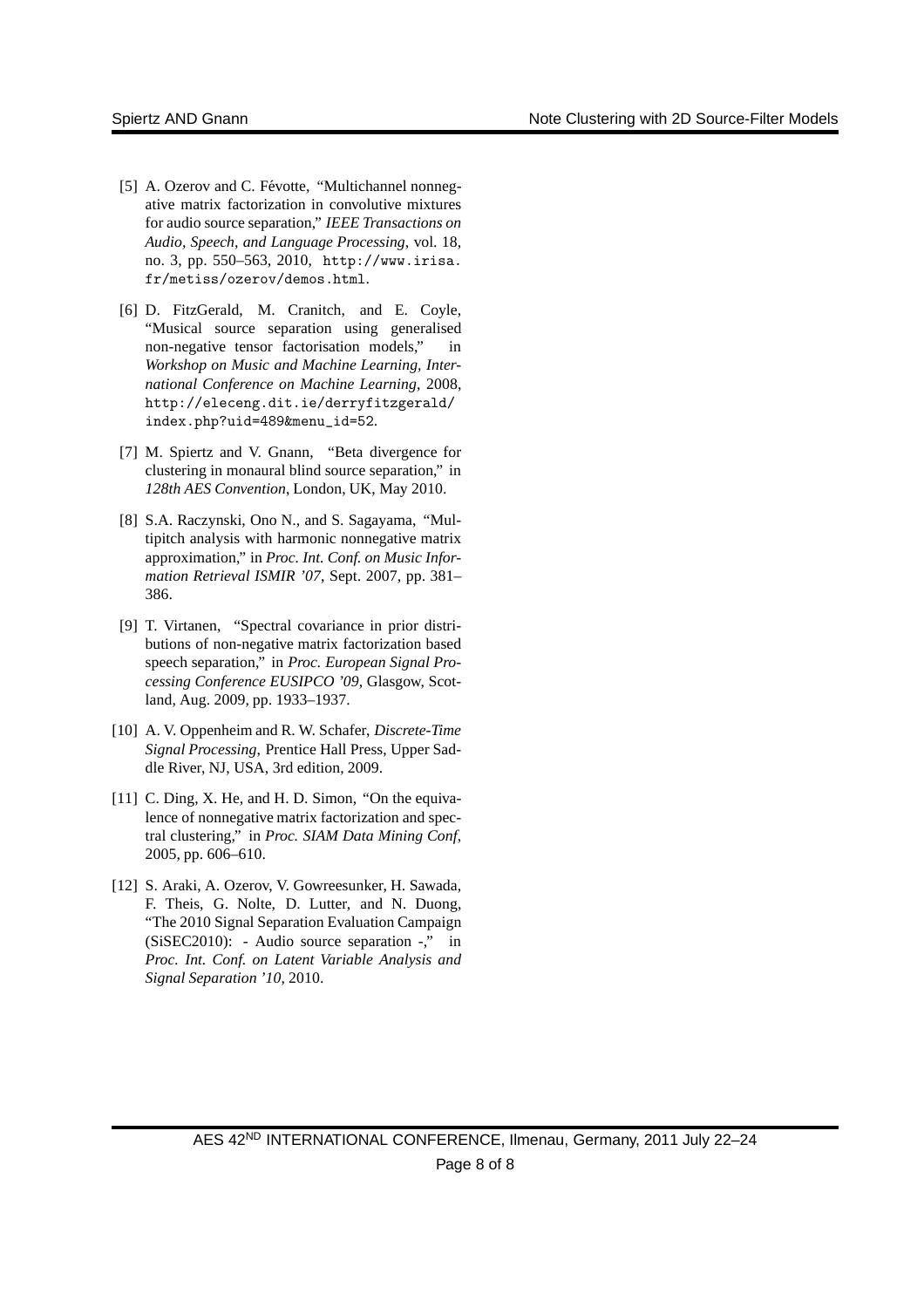[5] A. Ozerov and C. Févotte, "Multichannel nonnegative matrix factorization in convolutive mixtures for audio source separation," *IEEE Transactions on Audio, Speech, and Language Processing*, vol. 18, no. 3, pp. 550–563, 2010, http://www.irisa.fr/metiss/ozerov/demos.html.

[6] D. FitzGerald, M. Cranitch, and E. Coyle, "Musical source separation using generalised non-negative tensor factorisation models," in *Workshop on Music and Machine Learning, International Conference on Machine Learning*, 2008, http://eleceng.dit.ie/derryfitzgerald/index.php?uid=489&menu_id=52.

[7] M. Spiertz and V. Gnann, "Beta divergence for clustering in monaural blind source separation," in *128th AES Convention*, London, UK, May 2010.

[8] S.A. Raczynski, Ono N., and S. Sagayama, "Multipitch analysis with harmonic nonnegative matrix approximation," in *Proc. Int. Conf. on Music Information Retrieval ISMIR '07*, Sept. 2007, pp. 381–386.

[9] T. Virtanen, "Spectral covariance in prior distributions of non-negative matrix factorization based speech separation," in *Proc. European Signal Processing Conference EUSIPCO '09*, Glasgow, Scotland, Aug. 2009, pp. 1933–1937.

[10] A. V. Oppenheim and R. W. Schafer, *Discrete-Time Signal Processing*, Prentice Hall Press, Upper Saddle River, NJ, USA, 3rd edition, 2009.

[11] C. Ding, X. He, and H. D. Simon, "On the equivalence of nonnegative matrix factorization and spectral clustering," in *Proc. SIAM Data Mining Conf*, 2005, pp. 606–610.

[12] S. Araki, A. Ozerov, V. Gowreesunker, H. Sawada, F. Theis, G. Nolte, D. Lutter, and N. Duong, "The 2010 Signal Separation Evaluation Campaign (SiSEC2010): - Audio source separation -," in *Proc. Int. Conf. on Latent Variable Analysis and Signal Separation '10*, 2010.